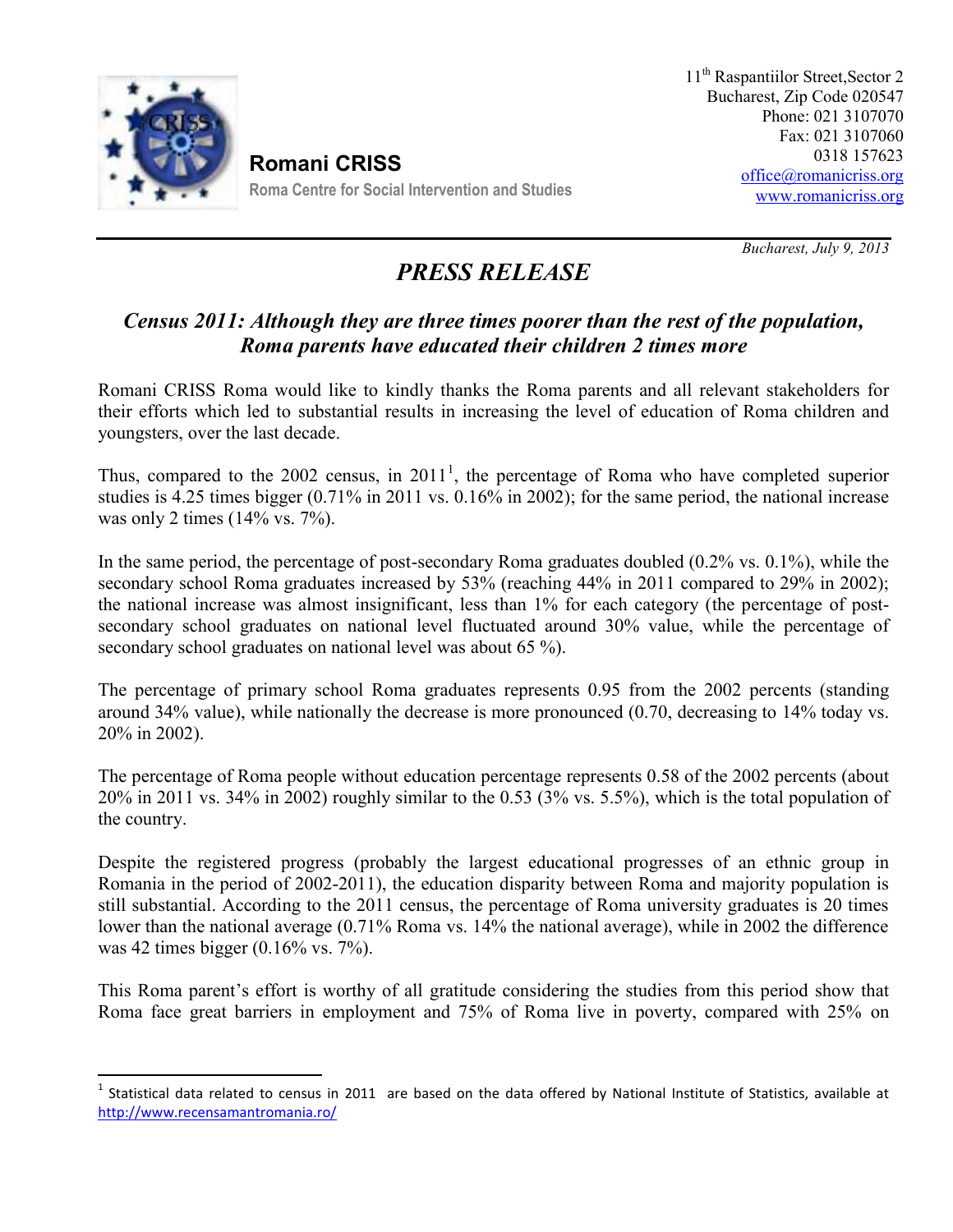**Romani CRISS**
Roma Centre for Social Intervention and Studies

11th Raspantiilor Street,Sector 2
Bucharest, Zip Code 020547
Phone: 021 3107070
Fax: 021 3107060
0318 157623
office@romanicriss.org
www.romanicriss.org

*Bucharest, July 9, 2013*

# *PRESS RELEASE*

## *Census 2011: Although they are three times poorer than the rest of the population, Roma parents have educated their children 2 times more*

Romani CRISS Roma would like to kindly thanks the Roma parents and all relevant stakeholders for their efforts which led to substantial results in increasing the level of education of Roma children and youngsters, over the last decade.

Thus, compared to the 2002 census, in 2011[1], the percentage of Roma who have completed superior studies is 4.25 times bigger (0.71% in 2011 vs. 0.16% in 2002); for the same period, the national increase was only 2 times (14% vs. 7%).

In the same period, the percentage of post-secondary Roma graduates doubled (0.2% vs. 0.1%), while the secondary school Roma graduates increased by 53% (reaching 44% in 2011 compared to 29% in 2002); the national increase was almost insignificant, less than 1% for each category (the percentage of post-secondary school graduates on national level fluctuated around 30% value, while the percentage of secondary school graduates on national level was about 65 %).

The percentage of primary school Roma graduates represents 0.95 from the 2002 percents (standing around 34% value), while nationally the decrease is more pronounced (0.70, decreasing to 14% today vs. 20% in 2002).

The percentage of Roma people without education percentage represents 0.58 of the 2002 percents (about 20% in 2011 vs. 34% in 2002) roughly similar to the 0.53 (3% vs. 5.5%), which is the total population of the country.

Despite the registered progress (probably the largest educational progresses of an ethnic group in Romania in the period of 2002-2011), the education disparity between Roma and majority population is still substantial. According to the 2011 census, the percentage of Roma university graduates is 20 times lower than the national average (0.71% Roma vs. 14% the national average), while in 2002 the difference was 42 times bigger (0.16% vs. 7%).

This Roma parent's effort is worthy of all gratitude considering the studies from this period show that Roma face great barriers in employment and 75% of Roma live in poverty, compared with 25% on

---

[1] Statistical data related to census in 2011 are based on the data offered by National Institute of Statistics, available at http://www.recensamantromania.ro/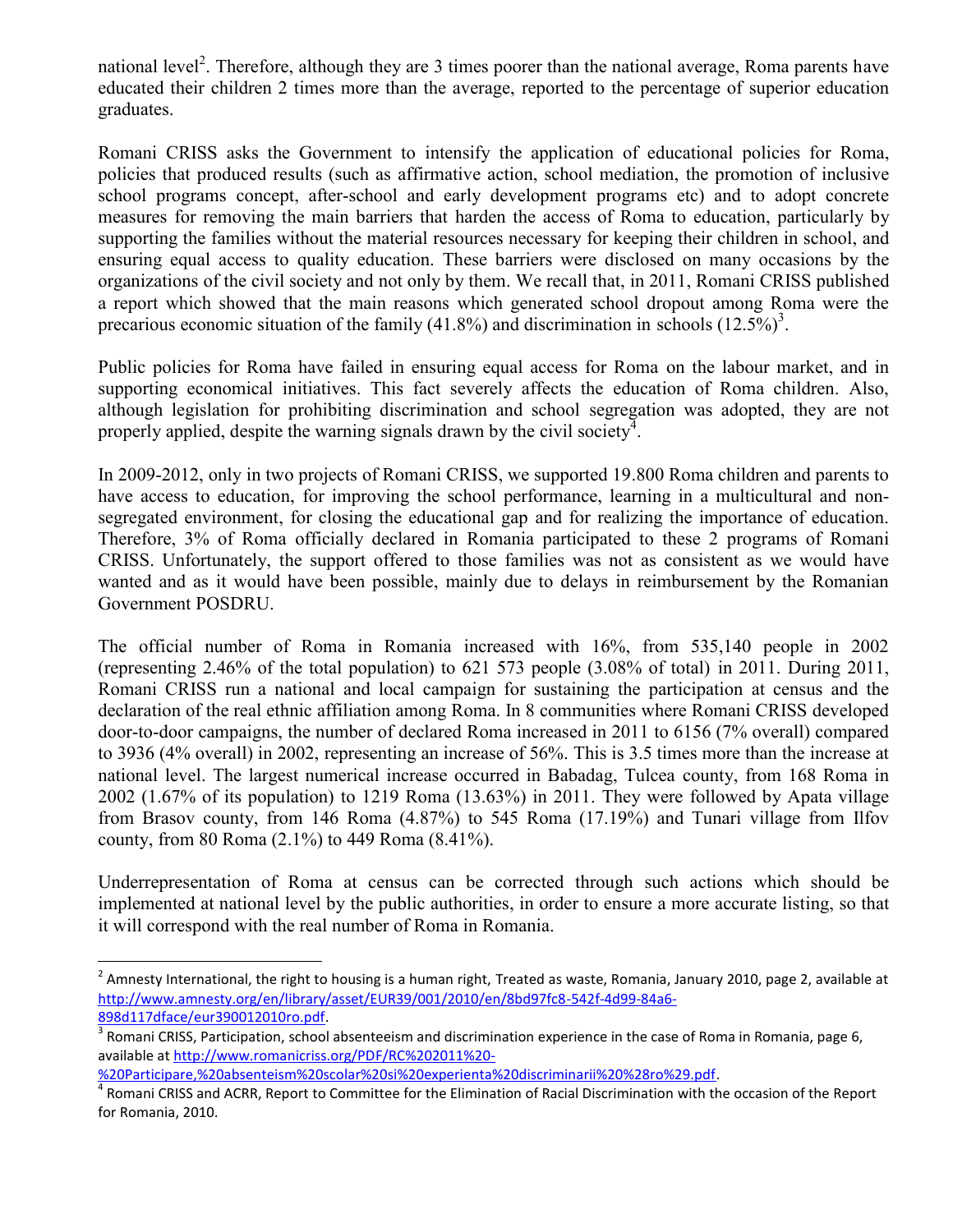national level[2]. Therefore, although they are 3 times poorer than the national average, Roma parents have educated their children 2 times more than the average, reported to the percentage of superior education graduates.

Romani CRISS asks the Government to intensify the application of educational policies for Roma, policies that produced results (such as affirmative action, school mediation, the promotion of inclusive school programs concept, after-school and early development programs etc) and to adopt concrete measures for removing the main barriers that harden the access of Roma to education, particularly by supporting the families without the material resources necessary for keeping their children in school, and ensuring equal access to quality education. These barriers were disclosed on many occasions by the organizations of the civil society and not only by them. We recall that, in 2011, Romani CRISS published a report which showed that the main reasons which generated school dropout among Roma were the precarious economic situation of the family (41.8%) and discrimination in schools (12.5%)[3].

Public policies for Roma have failed in ensuring equal access for Roma on the labour market, and in supporting economical initiatives. This fact severely affects the education of Roma children. Also, although legislation for prohibiting discrimination and school segregation was adopted, they are not properly applied, despite the warning signals drawn by the civil society[4].

In 2009-2012, only in two projects of Romani CRISS, we supported 19.800 Roma children and parents to have access to education, for improving the school performance, learning in a multicultural and non-segregated environment, for closing the educational gap and for realizing the importance of education. Therefore, 3% of Roma officially declared in Romania participated to these 2 programs of Romani CRISS. Unfortunately, the support offered to those families was not as consistent as we would have wanted and as it would have been possible, mainly due to delays in reimbursement by the Romanian Government POSDRU.

The official number of Roma in Romania increased with 16%, from 535,140 people in 2002 (representing 2.46% of the total population) to 621 573 people (3.08% of total) in 2011. During 2011, Romani CRISS run a national and local campaign for sustaining the participation at census and the declaration of the real ethnic affiliation among Roma. In 8 communities where Romani CRISS developed door-to-door campaigns, the number of declared Roma increased in 2011 to 6156 (7% overall) compared to 3936 (4% overall) in 2002, representing an increase of 56%. This is 3.5 times more than the increase at national level. The largest numerical increase occurred in Babadag, Tulcea county, from 168 Roma in 2002 (1.67% of its population) to 1219 Roma (13.63%) in 2011. They were followed by Apata village from Brasov county, from 146 Roma (4.87%) to 545 Roma (17.19%) and Tunari village from Ilfov county, from 80 Roma (2.1%) to 449 Roma (8.41%).

Underrepresentation of Roma at census can be corrected through such actions which should be implemented at national level by the public authorities, in order to ensure a more accurate listing, so that it will correspond with the real number of Roma in Romania.

---

[2] Amnesty International, the right to housing is a human right, Treated as waste, Romania, January 2010, page 2, available at http://www.amnesty.org/en/library/asset/EUR39/001/2010/en/8bd97fc8-542f-4d99-84a6-898d117dface/eur390012010ro.pdf.

[3] Romani CRISS, Participation, school absenteeism and discrimination experience in the case of Roma in Romania, page 6, available at http://www.romanicriss.org/PDF/RC%202011%20-%20Participare,%20absenteism%20scolar%20si%20experienta%20discriminarii%20%28ro%29.pdf.

[4] Romani CRISS and ACRR, Report to Committee for the Elimination of Racial Discrimination with the occasion of the Report for Romania, 2010.